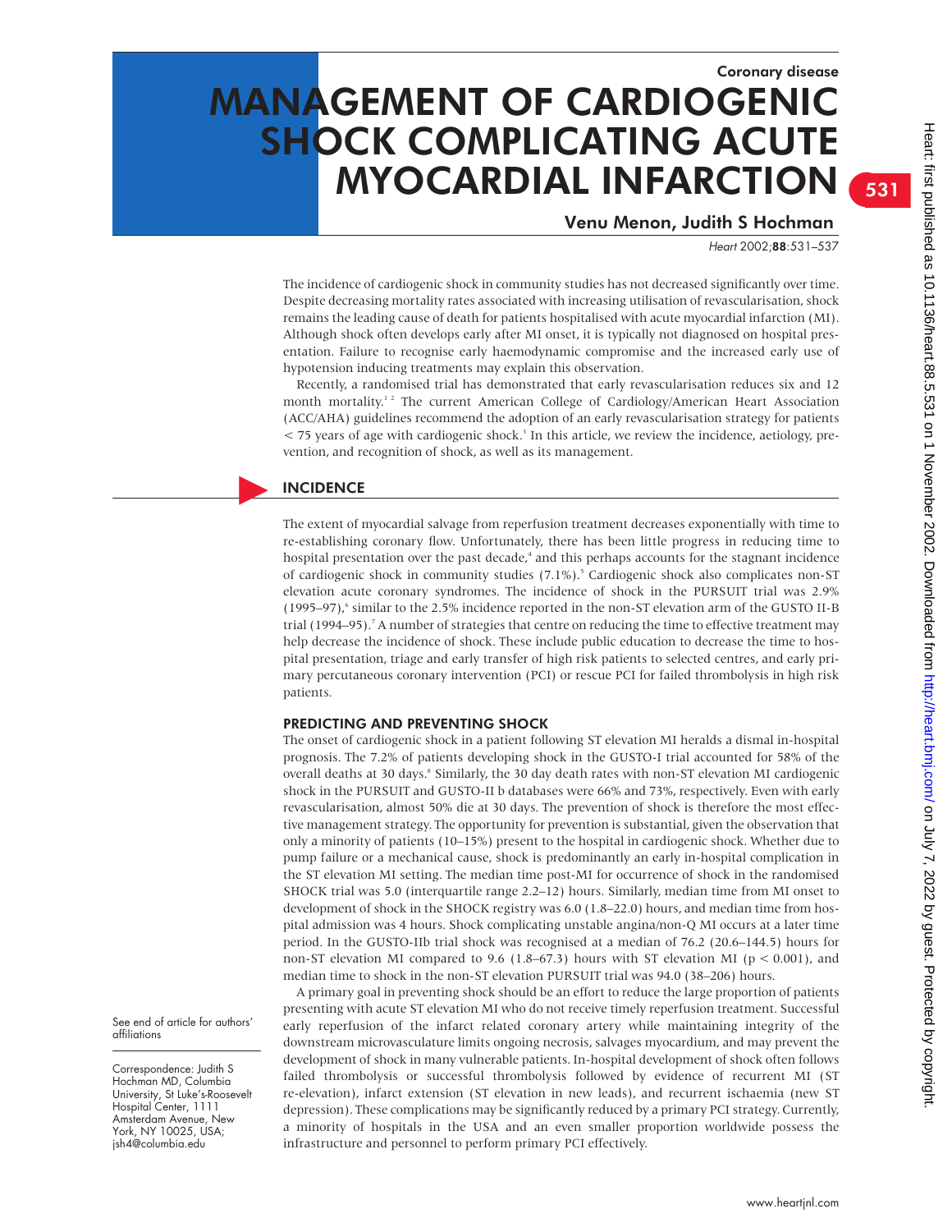Coronary disease

# MANAGEMENT OF CARDIOGENIC SHOCK COMPLICATING ACUTE MYOCARDIAL INFARCTION

**Venu Menon, Judith S Hochman**

The incidence of cardiogenic shock in community studies has not decreased significantly over time. Despite decreasing mortality rates associated with increasing utilisation of revascularisation, shock remains the leading cause of death for patients hospitalised with acute myocardial infarction (MI). Although shock often develops early after MI onset, it is typically not diagnosed on hospital presentation. Failure to recognise early haemodynamic compromise and the increased early use of hypotension inducing treatments may explain this observation.

Recently, a randomised trial has demonstrated that early revascularisation reduces six and 12 month mortality.[1,2] The current American College of Cardiology/American Heart Association (ACC/AHA) guidelines recommend the adoption of an early revascularisation strategy for patients < 75 years of age with cardiogenic shock.[3] In this article, we review the incidence, aetiology, prevention, and recognition of shock, as well as its management.

## INCIDENCE

The extent of myocardial salvage from reperfusion treatment decreases exponentially with time to re-establishing coronary flow. Unfortunately, there has been little progress in reducing time to hospital presentation over the past decade,[4] and this perhaps accounts for the stagnant incidence of cardiogenic shock in community studies (7.1%).[5] Cardiogenic shock also complicates non-ST elevation acute coronary syndromes. The incidence of shock in the PURSUIT trial was 2.9% (1995–97),[6] similar to the 2.5% incidence reported in the non-ST elevation arm of the GUSTO II-B trial (1994–95).[7] A number of strategies that centre on reducing the time to effective treatment may help decrease the incidence of shock. These include public education to decrease the time to hospital presentation, triage and early transfer of high risk patients to selected centres, and early primary percutaneous coronary intervention (PCI) or rescue PCI for failed thrombolysis in high risk patients.

### PREDICTING AND PREVENTING SHOCK

The onset of cardiogenic shock in a patient following ST elevation MI heralds a dismal in-hospital prognosis. The 7.2% of patients developing shock in the GUSTO-I trial accounted for 58% of the overall deaths at 30 days.[8] Similarly, the 30 day death rates with non-ST elevation MI cardiogenic shock in the PURSUIT and GUSTO-II b databases were 66% and 73%, respectively. Even with early revascularisation, almost 50% die at 30 days. The prevention of shock is therefore the most effective management strategy. The opportunity for prevention is substantial, given the observation that only a minority of patients (10–15%) present to the hospital in cardiogenic shock. Whether due to pump failure or a mechanical cause, shock is predominantly an early in-hospital complication in the ST elevation MI setting. The median time post-MI for occurrence of shock in the randomised SHOCK trial was 5.0 (interquartile range 2.2–12) hours. Similarly, median time from MI onset to development of shock in the SHOCK registry was 6.0 (1.8–22.0) hours, and median time from hospital admission was 4 hours. Shock complicating unstable angina/non-Q MI occurs at a later time period. In the GUSTO-IIb trial shock was recognised at a median of 76.2 (20.6–144.5) hours for non-ST elevation MI compared to 9.6 (1.8–67.3) hours with ST elevation MI ($p < 0.001$), and median time to shock in the non-ST elevation PURSUIT trial was 94.0 (38–206) hours.

A primary goal in preventing shock should be an effort to reduce the large proportion of patients presenting with acute ST elevation MI who do not receive timely reperfusion treatment. Successful early reperfusion of the infarct related coronary artery while maintaining integrity of the downstream microvasculature limits ongoing necrosis, salvages myocardium, and may prevent the development of shock in many vulnerable patients. In-hospital development of shock often follows failed thrombolysis or successful thrombolysis followed by evidence of recurrent MI (ST re-elevation), infarct extension (ST elevation in new leads), and recurrent ischaemia (new ST depression). These complications may be significantly reduced by a primary PCI strategy. Currently, a minority of hospitals in the USA and an even smaller proportion worldwide possess the infrastructure and personnel to perform primary PCI effectively.

See end of article for authors' affiliations

Correspondence: Judith S Hochman MD, Columbia University, St Luke's-Roosevelt Hospital Center, 1111 Amsterdam Avenue, New York, NY 10025, USA; jsh4@columbia.edu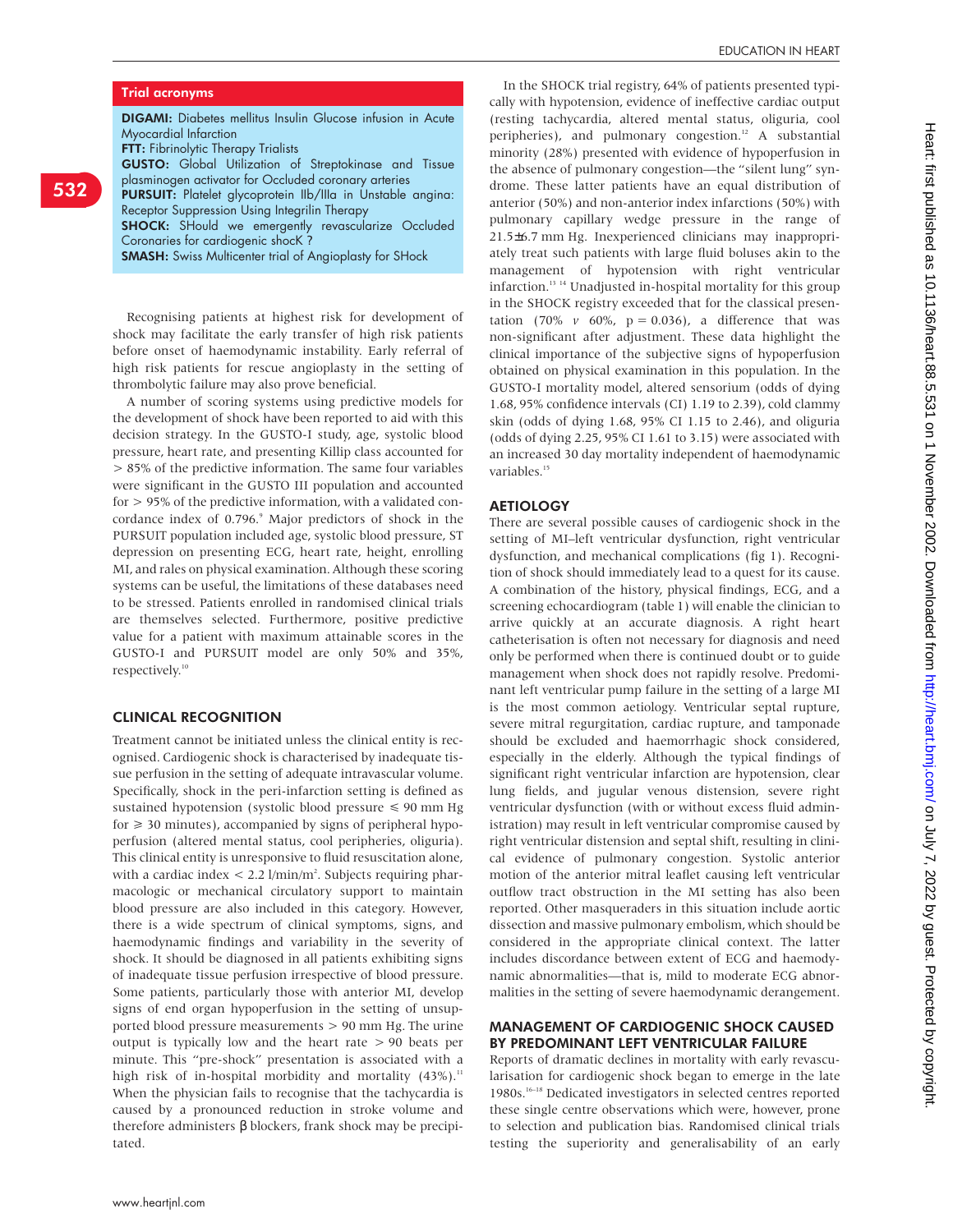## Trial acronyms

**DIGAMI:** Diabetes mellitus Insulin Glucose infusion in Acute Myocardial Infarction
**FTT:** Fibrinolytic Therapy Trialists
**GUSTO:** Global Utilization of Streptokinase and Tissue plasminogen activator for Occluded coronary arteries
**PURSUIT:** Platelet glycoprotein IIb/IIIa in Unstable angina: Receptor Suppression Using Integrilin Therapy
**SHOCK:** SHould we emergently revascularize Occluded Coronaries for cardiogenic shocK ?
**SMASH:** Swiss Multicenter trial of Angioplasty for SHock

Recognising patients at highest risk for development of shock may facilitate the early transfer of high risk patients before onset of haemodynamic instability. Early referral of high risk patients for rescue angioplasty in the setting of thrombolytic failure may also prove beneficial.

A number of scoring systems using predictive models for the development of shock have been reported to aid with this decision strategy. In the GUSTO-I study, age, systolic blood pressure, heart rate, and presenting Killip class accounted for > 85% of the predictive information. The same four variables were significant in the GUSTO III population and accounted for > 95% of the predictive information, with a validated concordance index of 0.796.[9] Major predictors of shock in the PURSUIT population included age, systolic blood pressure, ST depression on presenting ECG, heart rate, height, enrolling MI, and rales on physical examination. Although these scoring systems can be useful, the limitations of these databases need to be stressed. Patients enrolled in randomised clinical trials are themselves selected. Furthermore, positive predictive value for a patient with maximum attainable scores in the GUSTO-I and PURSUIT model are only 50% and 35%, respectively.[10]

## CLINICAL RECOGNITION

Treatment cannot be initiated unless the clinical entity is recognised. Cardiogenic shock is characterised by inadequate tissue perfusion in the setting of adequate intravascular volume. Specifically, shock in the peri-infarction setting is defined as sustained hypotension (systolic blood pressure ⩽ 90 mm Hg for ⩾ 30 minutes), accompanied by signs of peripheral hypoperfusion (altered mental status, cool peripheries, oliguria). This clinical entity is unresponsive to fluid resuscitation alone, with a cardiac index < 2.2 l/min/m$^2$. Subjects requiring pharmacologic or mechanical circulatory support to maintain blood pressure are also included in this category. However, there is a wide spectrum of clinical symptoms, signs, and haemodynamic findings and variability in the severity of shock. It should be diagnosed in all patients exhibiting signs of inadequate tissue perfusion irrespective of blood pressure. Some patients, particularly those with anterior MI, develop signs of end organ hypoperfusion in the setting of unsupported blood pressure measurements > 90 mm Hg. The urine output is typically low and the heart rate > 90 beats per minute. This "pre-shock" presentation is associated with a high risk of in-hospital morbidity and mortality (43%).[11] When the physician fails to recognise that the tachycardia is caused by a pronounced reduction in stroke volume and therefore administers β blockers, frank shock may be precipitated.

In the SHOCK trial registry, 64% of patients presented typically with hypotension, evidence of ineffective cardiac output (resting tachycardia, altered mental status, oliguria, cool peripheries), and pulmonary congestion.[12] A substantial minority (28%) presented with evidence of hypoperfusion in the absence of pulmonary congestion—the "silent lung" syndrome. These latter patients have an equal distribution of anterior (50%) and non-anterior index infarctions (50%) with pulmonary capillary wedge pressure in the range of 21.5±6.7 mm Hg. Inexperienced clinicians may inappropriately treat such patients with large fluid boluses akin to the management of hypotension with right ventricular infarction.[13,14] Unadjusted in-hospital mortality for this group in the SHOCK registry exceeded that for the classical presentation (70% *v* 60%, p = 0.036), a difference that was non-significant after adjustment. These data highlight the clinical importance of the subjective signs of hypoperfusion obtained on physical examination in this population. In the GUSTO-I mortality model, altered sensorium (odds of dying 1.68, 95% confidence intervals (CI) 1.19 to 2.39), cold clammy skin (odds of dying 1.68, 95% CI 1.15 to 2.46), and oliguria (odds of dying 2.25, 95% CI 1.61 to 3.15) were associated with an increased 30 day mortality independent of haemodynamic variables.[15]

## AETIOLOGY

There are several possible causes of cardiogenic shock in the setting of MI–left ventricular dysfunction, right ventricular dysfunction, and mechanical complications (fig 1). Recognition of shock should immediately lead to a quest for its cause. A combination of the history, physical findings, ECG, and a screening echocardiogram (table 1) will enable the clinician to arrive quickly at an accurate diagnosis. A right heart catheterisation is often not necessary for diagnosis and need only be performed when there is continued doubt or to guide management when shock does not rapidly resolve. Predominant left ventricular pump failure in the setting of a large MI is the most common aetiology. Ventricular septal rupture, severe mitral regurgitation, cardiac rupture, and tamponade should be excluded and haemorrhagic shock considered, especially in the elderly. Although the typical findings of significant right ventricular infarction are hypotension, clear lung fields, and jugular venous distension, severe right ventricular dysfunction (with or without excess fluid administration) may result in left ventricular compromise caused by right ventricular distension and septal shift, resulting in clinical evidence of pulmonary congestion. Systolic anterior motion of the anterior mitral leaflet causing left ventricular outflow tract obstruction in the MI setting has also been reported. Other masqueraders in this situation include aortic dissection and massive pulmonary embolism, which should be considered in the appropriate clinical context. The latter includes discordance between extent of ECG and haemodynamic abnormalities—that is, mild to moderate ECG abnormalities in the setting of severe haemodynamic derangement.

## MANAGEMENT OF CARDIOGENIC SHOCK CAUSED BY PREDOMINANT LEFT VENTRICULAR FAILURE

Reports of dramatic declines in mortality with early revascularisation for cardiogenic shock began to emerge in the late 1980s.[16–18] Dedicated investigators in selected centres reported these single centre observations which were, however, prone to selection and publication bias. Randomised clinical trials testing the superiority and generalisability of an early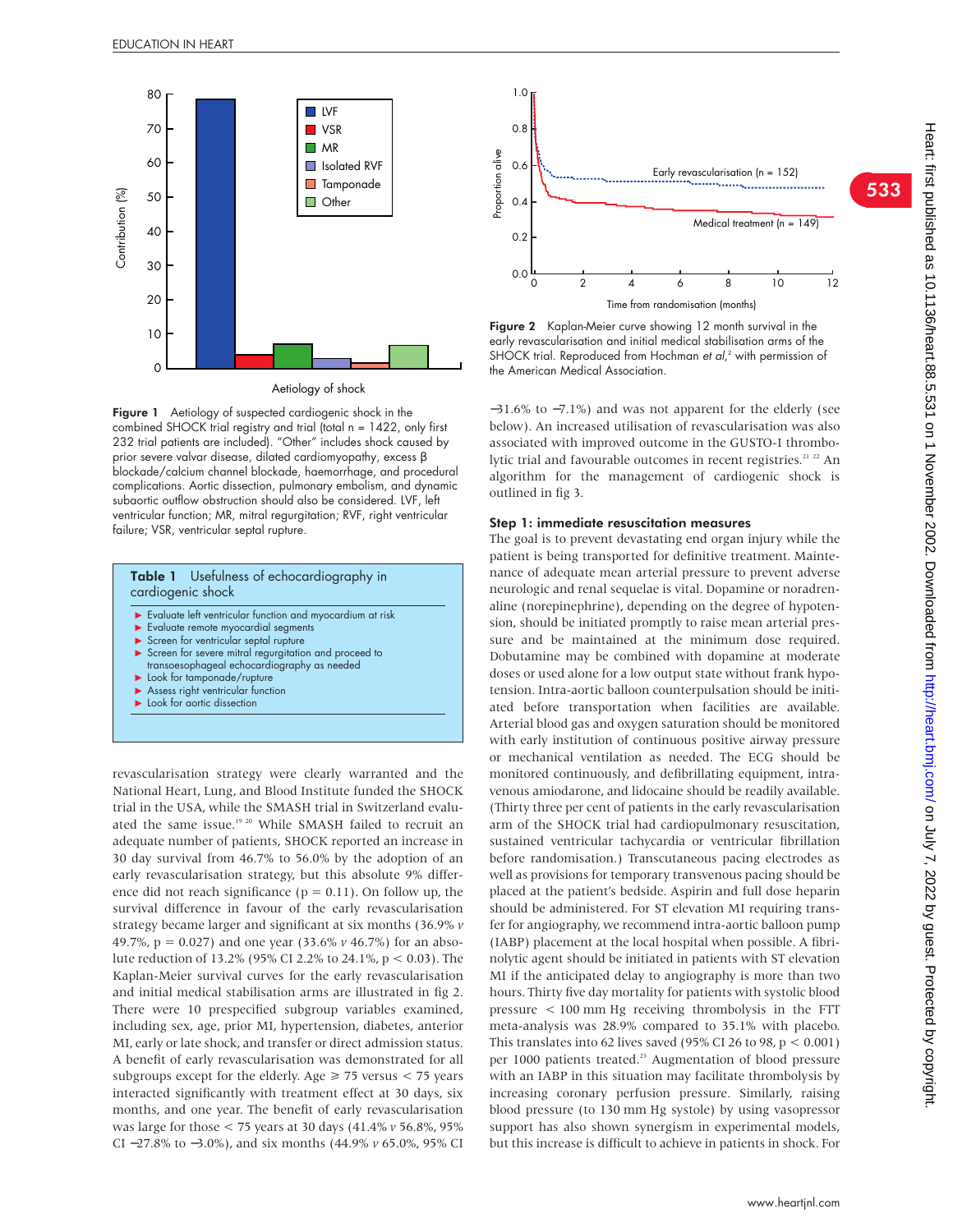Figure 1 Aetiology of suspected cardiogenic shock in the combined SHOCK trial registry and trial (total n = 1422, only first 232 trial patients are included). "Other" includes shock caused by prior severe valvar disease, dilated cardiomyopathy, excess β blockade/calcium channel blockade, haemorrhage, and procedural complications. Aortic dissection, pulmonary embolism, and dynamic subaortic outflow obstruction should also be considered. LVF, left ventricular function; MR, mitral regurgitation; RVF, right ventricular failure; VSR, ventricular septal rupture.

**Table 1** Usefulness of echocardiography in cardiogenic shock

- Evaluate left ventricular function and myocardium at risk
- Evaluate remote myocardial segments
- Screen for ventricular septal rupture
- Screen for severe mitral regurgitation and proceed to transoesophageal echocardiography as needed
- Look for tamponade/rupture
- Assess right ventricular function
- Look for aortic dissection

revascularisation strategy were clearly warranted and the National Heart, Lung, and Blood Institute funded the SHOCK trial in the USA, while the SMASH trial in Switzerland evaluated the same issue.[19,20] While SMASH failed to recruit an adequate number of patients, SHOCK reported an increase in 30 day survival from 46.7% to 56.0% by the adoption of an early revascularisation strategy, but this absolute 9% difference did not reach significance (p = 0.11). On follow up, the survival difference in favour of the early revascularisation strategy became larger and significant at six months (36.9% *v* 49.7%, p = 0.027) and one year (33.6% *v* 46.7%) for an absolute reduction of 13.2% (95% CI 2.2% to 24.1%, p < 0.03). The Kaplan-Meier survival curves for the early revascularisation and initial medical stabilisation arms are illustrated in fig 2. There were 10 prespecified subgroup variables examined, including sex, age, prior MI, hypertension, diabetes, anterior MI, early or late shock, and transfer or direct admission status. A benefit of early revascularisation was demonstrated for all subgroups except for the elderly. Age ≥ 75 versus < 75 years interacted significantly with treatment effect at 30 days, six months, and one year. The benefit of early revascularisation was large for those < 75 years at 30 days (41.4% *v* 56.8%, 95% CI −27.8% to −3.0%), and six months (44.9% *v* 65.0%, 95% CI −31.6% to −7.1%) and was not apparent for the elderly (see below). An increased utilisation of revascularisation was also associated with improved outcome in the GUSTO-I thrombolytic trial and favourable outcomes in recent registries.[21,22] An algorithm for the management of cardiogenic shock is outlined in fig 3.

Figure 2 Kaplan-Meier curve showing 12 month survival in the early revascularisation and initial medical stabilisation arms of the SHOCK trial. Reproduced from Hochman *et al*,[2] with permission of the American Medical Association.

### Step 1: immediate resuscitation measures

The goal is to prevent devastating end organ injury while the patient is being transported for definitive treatment. Maintenance of adequate mean arterial pressure to prevent adverse neurologic and renal sequelae is vital. Dopamine or noradrenaline (norepinephrine), depending on the degree of hypotension, should be initiated promptly to raise mean arterial pressure and be maintained at the minimum dose required. Dobutamine may be combined with dopamine at moderate doses or used alone for a low output state without frank hypotension. Intra-aortic balloon counterpulsation should be initiated before transportation when facilities are available. Arterial blood gas and oxygen saturation should be monitored with early institution of continuous positive airway pressure or mechanical ventilation as needed. The ECG should be monitored continuously, and defibrillating equipment, intravenous amiodarone, and lidocaine should be readily available. (Thirty three per cent of patients in the early revascularisation arm of the SHOCK trial had cardiopulmonary resuscitation, sustained ventricular tachycardia or ventricular fibrillation before randomisation.) Transcutaneous pacing electrodes as well as provisions for temporary transvenous pacing should be placed at the patient's bedside. Aspirin and full dose heparin should be administered. For ST elevation MI requiring transfer for angiography, we recommend intra-aortic balloon pump (IABP) placement at the local hospital when possible. A fibrinolytic agent should be initiated in patients with ST elevation MI if the anticipated delay to angiography is more than two hours. Thirty five day mortality for patients with systolic blood pressure < 100 mm Hg receiving thrombolysis in the FTT meta-analysis was 28.9% compared to 35.1% with placebo. This translates into 62 lives saved (95% CI 26 to 98, p < 0.001) per 1000 patients treated.[23] Augmentation of blood pressure with an IABP in this situation may facilitate thrombolysis by increasing coronary perfusion pressure. Similarly, raising blood pressure (to 130 mm Hg systole) by using vasopressor support has also shown synergism in experimental models, but this increase is difficult to achieve in patients in shock. For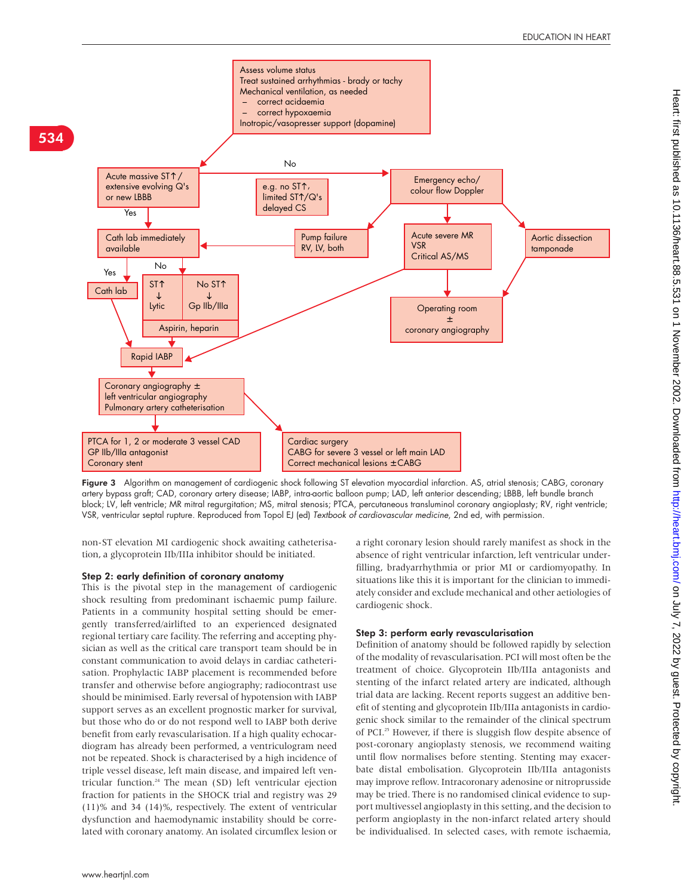**Figure 3** Algorithm on management of cardiogenic shock following ST elevation myocardial infarction. AS, atrial stenosis; CABG, coronary artery bypass graft; CAD, coronary artery disease; IABP, intra-aortic balloon pump; LAD, left anterior descending; LBBB, left bundle branch block; LV, left ventricle; MR mitral regurgitation; MS, mitral stenosis; PTCA, percutaneous transluminal coronary angioplasty; RV, right ventricle; VSR, ventricular septal rupture. Reproduced from Topol EJ (ed) *Textbook of cardiovascular medicine*, 2nd ed, with permission.

non-ST elevation MI cardiogenic shock awaiting catheterisation, a glycoprotein IIb/IIIa inhibitor should be initiated.

### Step 2: early definition of coronary anatomy

This is the pivotal step in the management of cardiogenic shock resulting from predominant ischaemic pump failure. Patients in a community hospital setting should be emergently transferred/airlifted to an experienced designated regional tertiary care facility. The referring and accepting physician as well as the critical care transport team should be in constant communication to avoid delays in cardiac catheterisation. Prophylactic IABP placement is recommended before transfer and otherwise before angiography; radiocontrast use should be minimised. Early reversal of hypotension with IABP support serves as an excellent prognostic marker for survival, but those who do or do not respond well to IABP both derive benefit from early revascularisation. If a high quality echocardiogram has already been performed, a ventriculogram need not be repeated. Shock is characterised by a high incidence of triple vessel disease, left main disease, and impaired left ventricular function.[24] The mean (SD) left ventricular ejection fraction for patients in the SHOCK trial and registry was 29 (11)% and 34 (14)%, respectively. The extent of ventricular dysfunction and haemodynamic instability should be correlated with coronary anatomy. An isolated circumflex lesion or a right coronary lesion should rarely manifest as shock in the absence of right ventricular infarction, left ventricular underfilling, bradyarrhythmia or prior MI or cardiomyopathy. In situations like this it is important for the clinician to immediately consider and exclude mechanical and other aetiologies of cardiogenic shock.

### Step 3: perform early revascularisation

Definition of anatomy should be followed rapidly by selection of the modality of revascularisation. PCI will most often be the treatment of choice. Glycoprotein IIb/IIIa antagonists and stenting of the infarct related artery are indicated, although trial data are lacking. Recent reports suggest an additive benefit of stenting and glycoprotein IIb/IIIa antagonists in cardiogenic shock similar to the remainder of the clinical spectrum of PCI.[25] However, if there is sluggish flow despite absence of post-coronary angioplasty stenosis, we recommend waiting until flow normalises before stenting. Stenting may exacerbate distal embolisation. Glycoprotein IIb/IIIa antagonists may improve reflow. Intracoronary adenosine or nitroprusside may be tried. There is no randomised clinical evidence to support multivessel angioplasty in this setting, and the decision to perform angioplasty in the non-infarct related artery should be individualised. In selected cases, with remote ischaemia,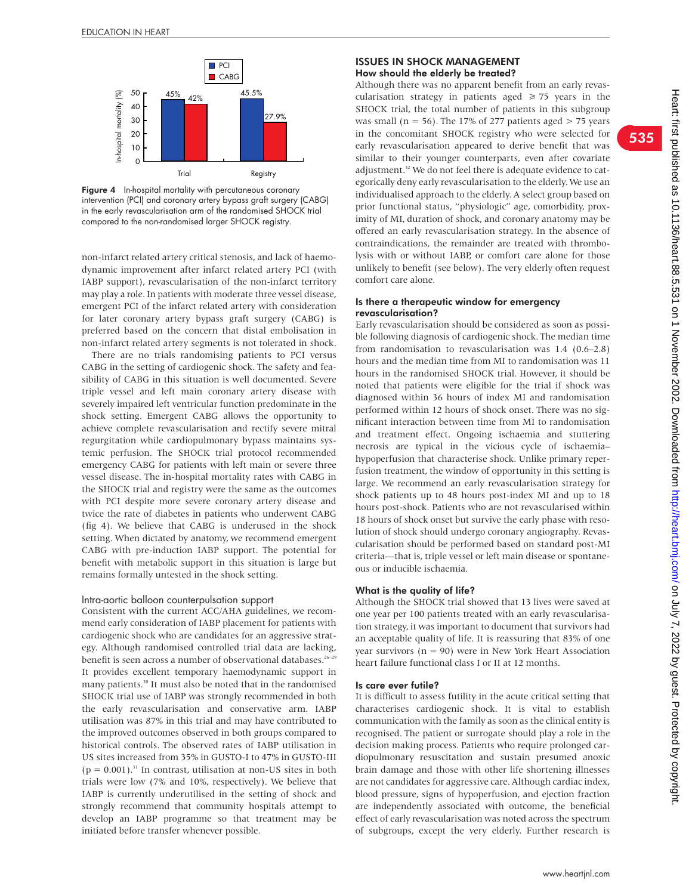Figure 4 In-hospital mortality with percutaneous coronary intervention (PCI) and coronary artery bypass graft surgery (CABG) in the early revascularisation arm of the randomised SHOCK trial compared to the non-randomised larger SHOCK registry.

non-infarct related artery critical stenosis, and lack of haemodynamic improvement after infarct related artery PCI (with IABP support), revascularisation of the non-infarct territory may play a role. In patients with moderate three vessel disease, emergent PCI of the infarct related artery with consideration for later coronary artery bypass graft surgery (CABG) is preferred based on the concern that distal embolisation in non-infarct related artery segments is not tolerated in shock.

There are no trials randomising patients to PCI versus CABG in the setting of cardiogenic shock. The safety and feasibility of CABG in this situation is well documented. Severe triple vessel and left main coronary artery disease with severely impaired left ventricular function predominate in the shock setting. Emergent CABG allows the opportunity to achieve complete revascularisation and rectify severe mitral regurgitation while cardiopulmonary bypass maintains systemic perfusion. The SHOCK trial protocol recommended emergency CABG for patients with left main or severe three vessel disease. The in-hospital mortality rates with CABG in the SHOCK trial and registry were the same as the outcomes with PCI despite more severe coronary artery disease and twice the rate of diabetes in patients who underwent CABG (fig 4). We believe that CABG is underused in the shock setting. When dictated by anatomy, we recommend emergent CABG with pre-induction IABP support. The potential for benefit with metabolic support in this situation is large but remains formally untested in the shock setting.

### Intra-aortic balloon counterpulsation support

Consistent with the current ACC/AHA guidelines, we recommend early consideration of IABP placement for patients with cardiogenic shock who are candidates for an aggressive strategy. Although randomised controlled trial data are lacking, benefit is seen across a number of observational databases.[26–29] It provides excellent temporary haemodynamic support in many patients.[30] It must also be noted that in the randomised SHOCK trial use of IABP was strongly recommended in both the early revascularisation and conservative arm. IABP utilisation was 87% in this trial and may have contributed to the improved outcomes observed in both groups compared to historical controls. The observed rates of IABP utilisation in US sites increased from 35% in GUSTO-I to 47% in GUSTO-III ($p = 0.001$).[31] In contrast, utilisation at non-US sites in both trials were low (7% and 10%, respectively). We believe that IABP is currently underutilised in the setting of shock and strongly recommend that community hospitals attempt to develop an IABP programme so that treatment may be initiated before transfer whenever possible.

## ISSUES IN SHOCK MANAGEMENT

### How should the elderly be treated?

Although there was no apparent benefit from an early revascularisation strategy in patients aged $\geqslant 75$ years in the SHOCK trial, the total number of patients in this subgroup was small ($n = 56$). The 17% of 277 patients aged $> 75$ years in the concomitant SHOCK registry who were selected for early revascularisation appeared to derive benefit that was similar to their younger counterparts, even after covariate adjustment.[32] We do not feel there is adequate evidence to categorically deny early revascularisation to the elderly. We use an individualised approach to the elderly. A select group based on prior functional status, "physiologic" age, comorbidity, proximity of MI, duration of shock, and coronary anatomy may be offered an early revascularisation strategy. In the absence of contraindications, the remainder are treated with thrombolysis with or without IABP, or comfort care alone for those unlikely to benefit (see below). The very elderly often request comfort care alone.

### Is there a therapeutic window for emergency revascularisation?

Early revascularisation should be considered as soon as possible following diagnosis of cardiogenic shock. The median time from randomisation to revascularisation was 1.4 (0.6–2.8) hours and the median time from MI to randomisation was 11 hours in the randomised SHOCK trial. However, it should be noted that patients were eligible for the trial if shock was diagnosed within 36 hours of index MI and randomisation performed within 12 hours of shock onset. There was no significant interaction between time from MI to randomisation and treatment effect. Ongoing ischaemia and stuttering necrosis are typical in the vicious cycle of ischaemia–hypoperfusion that characterise shock. Unlike primary reperfusion treatment, the window of opportunity in this setting is large. We recommend an early revascularisation strategy for shock patients up to 48 hours post-index MI and up to 18 hours post-shock. Patients who are not revascularised within 18 hours of shock onset but survive the early phase with resolution of shock should undergo coronary angiography. Revascularisation should be performed based on standard post-MI criteria—that is, triple vessel or left main disease or spontaneous or inducible ischaemia.

### What is the quality of life?

Although the SHOCK trial showed that 13 lives were saved at one year per 100 patients treated with an early revascularisation strategy, it was important to document that survivors had an acceptable quality of life. It is reassuring that 83% of one year survivors ($n = 90$) were in New York Heart Association heart failure functional class I or II at 12 months.

### Is care ever futile?

It is difficult to assess futility in the acute critical setting that characterises cardiogenic shock. It is vital to establish communication with the family as soon as the clinical entity is recognised. The patient or surrogate should play a role in the decision making process. Patients who require prolonged cardiopulmonary resuscitation and sustain presumed anoxic brain damage and those with other life shortening illnesses are not candidates for aggressive care. Although cardiac index, blood pressure, signs of hypoperfusion, and ejection fraction are independently associated with outcome, the beneficial effect of early revascularisation was noted across the spectrum of subgroups, except the very elderly. Further research is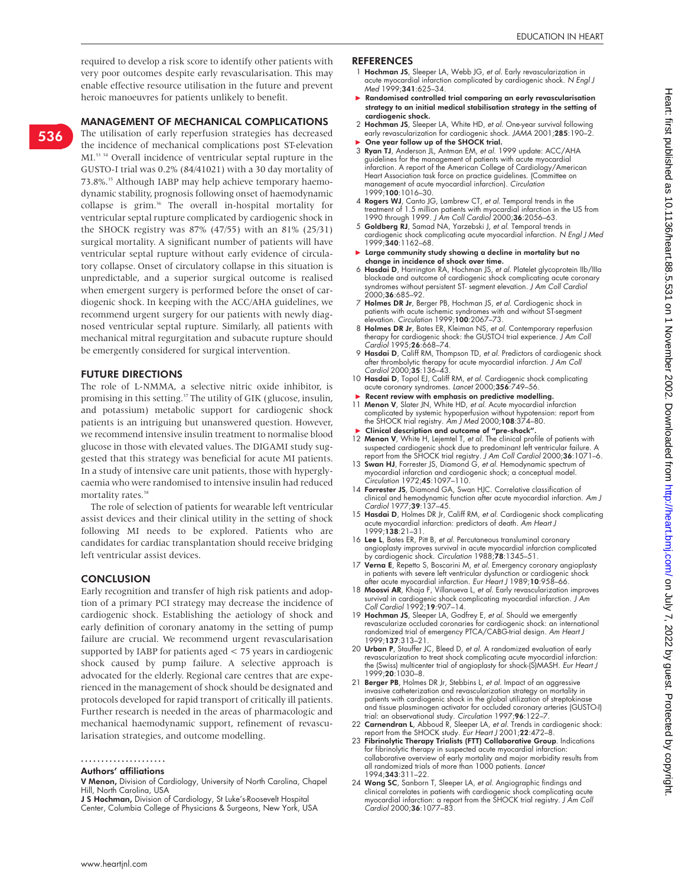required to develop a risk score to identify other patients with very poor outcomes despite early revascularisation. This may enable effective resource utilisation in the future and prevent heroic manoeuvres for patients unlikely to benefit.

## MANAGEMENT OF MECHANICAL COMPLICATIONS

The utilisation of early reperfusion strategies has decreased the incidence of mechanical complications post ST-elevation MI.[33 34] Overall incidence of ventricular septal rupture in the GUSTO-I trial was 0.2% (84/41021) with a 30 day mortality of 73.8%.[35] Although IABP may help achieve temporary haemodynamic stability, prognosis following onset of haemodynamic collapse is grim.[36] The overall in-hospital mortality for ventricular septal rupture complicated by cardiogenic shock in the SHOCK registry was 87% (47/55) with an 81% (25/31) surgical mortality. A significant number of patients will have ventricular septal rupture without early evidence of circulatory collapse. Onset of circulatory collapse in this situation is unpredictable, and a superior surgical outcome is realised when emergent surgery is performed before the onset of cardiogenic shock. In keeping with the ACC/AHA guidelines, we recommend urgent surgery for our patients with newly diagnosed ventricular septal rupture. Similarly, all patients with mechanical mitral regurgitation and subacute rupture should be emergently considered for surgical intervention.

## FUTURE DIRECTIONS

The role of L-NMMA, a selective nitric oxide inhibitor, is promising in this setting.[37] The utility of GIK (glucose, insulin, and potassium) metabolic support for cardiogenic shock patients is an intriguing but unanswered question. However, we recommend intensive insulin treatment to normalise blood glucose in those with elevated values. The DIGAMI study suggested that this strategy was beneficial for acute MI patients. In a study of intensive care unit patients, those with hyperglycaemia who were randomised to intensive insulin had reduced mortality rates.[38]

The role of selection of patients for wearable left ventricular assist devices and their clinical utility in the setting of shock following MI needs to be explored. Patients who are candidates for cardiac transplantation should receive bridging left ventricular assist devices.

## CONCLUSION

Early recognition and transfer of high risk patients and adoption of a primary PCI strategy may decrease the incidence of cardiogenic shock. Establishing the aetiology of shock and early definition of coronary anatomy in the setting of pump failure are crucial. We recommend urgent revascularisation supported by IABP for patients aged < 75 years in cardiogenic shock caused by pump failure. A selective approach is advocated for the elderly. Regional care centres that are experienced in the management of shock should be designated and protocols developed for rapid transport of critically ill patients. Further research is needed in the areas of pharmacologic and mechanical haemodynamic support, refinement of revascularisation strategies, and outcome modelling.

.....................

### Authors' affiliations

**V Menon,** Division of Cardiology, University of North Carolina, Chapel Hill, North Carolina, USA

**J S Hochman,** Division of Cardiology, St Luke's-Roosevelt Hospital Center, Columbia College of Physicians & Surgeons, New York, USA

## REFERENCES

1. **Hochman JS**, Sleeper LA, Webb JG, *et al.* Early revascularization in acute myocardial infarction complicated by cardiogenic shock. *N Engl J Med* 1999;**341**:625–34.
   - ► **Randomised controlled trial comparing an early revascularisation strategy to an initial medical stabilisation strategy in the setting of cardiogenic shock.**
2. **Hochman JS**, Sleeper LA, White HD, *et al.* One-year survival following early revascularization for cardiogenic shock. *JAMA* 2001;**285**:190–2.
   - ► **One year follow up of the SHOCK trial.**
3. **Ryan TJ**, Anderson JL, Antman EM, *et al.* 1999 update: ACC/AHA guidelines for the management of patients with acute myocardial infarction. A report of the American College of Cardiology/American Heart Association task force on practice guidelines. (Committee on management of acute myocardial infarction). *Circulation* 1999;**100**:1016–30.
4. **Rogers WJ**, Canto JG, Lambrew CT, *et al.* Temporal trends in the treatment of 1.5 million patients with myocardial infarction in the US from 1990 through 1999. *J Am Coll Cardiol* 2000;**36**:2056–63.
5. **Goldberg RJ**, Samad NA, Yarzebski J, *et al.* Temporal trends in cardiogenic shock complicating acute myocardial infarction. *N Engl J Med* 1999;**340**:1162–68.
   - ► **Large community study showing a decline in mortality but no change in incidence of shock over time.**
6. **Hasdai D**, Harrington RA, Hochman JS, *et al.* Platelet glycoprotein IIb/IIIa blockade and outcome of cardiogenic shock complicating acute coronary syndromes without persistent ST- segment elevation. *J Am Coll Cardiol* 2000;**36**:685–92.
7. **Holmes DR Jr**, Berger PB, Hochman JS, *et al.* Cardiogenic shock in patients with acute ischemic syndromes with and without ST-segment elevation. *Circulation* 1999;**100**:2067–73.
8. **Holmes DR Jr**, Bates ER, Kleiman NS, *et al.* Contemporary reperfusion therapy for cardiogenic shock: the GUSTO-I trial experience. *J Am Coll Cardiol* 1995;**26**:668–74.
9. **Hasdai D**, Califf RM, Thompson TD, *et al.* Predictors of cardiogenic shock after thrombolytic therapy for acute myocardial infarction. *J Am Coll Cardiol* 2000;**35**:136–43.
10. **Hasdai D**, Topol EJ, Califf RM, *et al.* Cardiogenic shock complicating acute coronary syndromes. *Lancet* 2000;**356**:749–56.
    - ► **Recent review with emphasis on predictive modelling.**
11. **Menon V**, Slater JN, White HD, *et al.* Acute myocardial infarction complicated by systemic hypoperfusion without hypotension: report from the SHOCK trial registry. *Am J Med* 2000;**108**:374–80.
    - ► **Clinical description and outcome of "pre-shock".**
12. **Menon V**, White H, Lejemtel T, *et al.* The clinical profile of patients with suspected cardiogenic shock due to predominant left ventricular failure. A report from the SHOCK trial registry. *J Am Coll Cardiol* 2000;**36**:1071–6.
13. **Swan HJ**, Forrester JS, Diamond G, *et al.* Hemodynamic spectrum of myocardial infarction and cardiogenic shock; a conceptual model. *Circulation* 1972;**45**:1097–110.
14. **Forrester JS**, Diamond GA, Swan HJC. Correlative classification of clinical and hemodynamic function after acute myocardial infarction. *Am J Cardiol* 1977;**39**:137–45.
15. **Hasdai D**, Holmes DR Jr, Califf RM, *et al.* Cardiogenic shock complicating acute myocardial infarction: predictors of death. *Am Heart J* 1999;**138**:21–31.
16. **Lee L**, Bates ER, Pitt B, *et al.* Percutaneous transluminal coronary angioplasty improves survival in acute myocardial infarction complicated by cardiogenic shock. *Circulation* 1988;**78**:1345–51.
17. **Verna E**, Repetto S, Boscarini M, *et al.* Emergency coronary angioplasty in patients with severe left ventricular dysfunction or cardiogenic shock after acute myocardial infarction. *Eur Heart J* 1989;**10**:958–66.
18. **Moosvi AR**, Khaja F, Villanueva L, *et al.* Early revascularization improves survival in cardiogenic shock complicating myocardial infarction. *J Am Coll Cardiol* 1992;**19**:907–14.
19. **Hochman JS**, Sleeper LA, Godfrey E, *et al.* Should we emergently revascularize occluded coronaries for cardiogenic shock: an international randomized trial of emergency PTCA/CABG-trial design. *Am Heart J* 1999;**137**:313–21.
20. **Urban P**, Stauffer JC, Bleed D, *et al.* A randomized evaluation of early revascularization to treat shock complicating acute myocardial infarction: the (Swiss) multicenter trial of angioplasty for shock-(S)MASH. *Eur Heart J* 1999;**20**:1030–8.
21. **Berger PB**, Holmes DR Jr, Stebbins L, *et al.* Impact of an aggressive invasive catheterization and revascularization strategy on mortality in patients with cardiogenic shock in the global utilization of streptokinase and tissue plasminogen activator for occluded coronary arteries (GUSTO-I) trial: an observational study. *Circulation* 1997;**96**:122–7.
22. **Carnendran L**, Abboud R, Sleeper LA, *et al.* Trends in cardiogenic shock: report from the SHOCK study. *Eur Heart J* 2001;**22**:472–8.
23. **Fibrinolytic Therapy Trialists (FTT) Collaborative Group**. Indications for fibrinolytic therapy in suspected acute myocardial infarction: collaborative overview of early mortality and major morbidity results from all randomized trials of more than 1000 patients. *Lancet* 1994;**343**:311–22.
24. **Wong SC**, Sanborn T, Sleeper LA, *et al.* Angiographic findings and clinical correlates in patients with cardiogenic shock complicating acute myocardial infarction: a report from the SHOCK trial registry. *J Am Coll Cardiol* 2000;**36**:1077–83.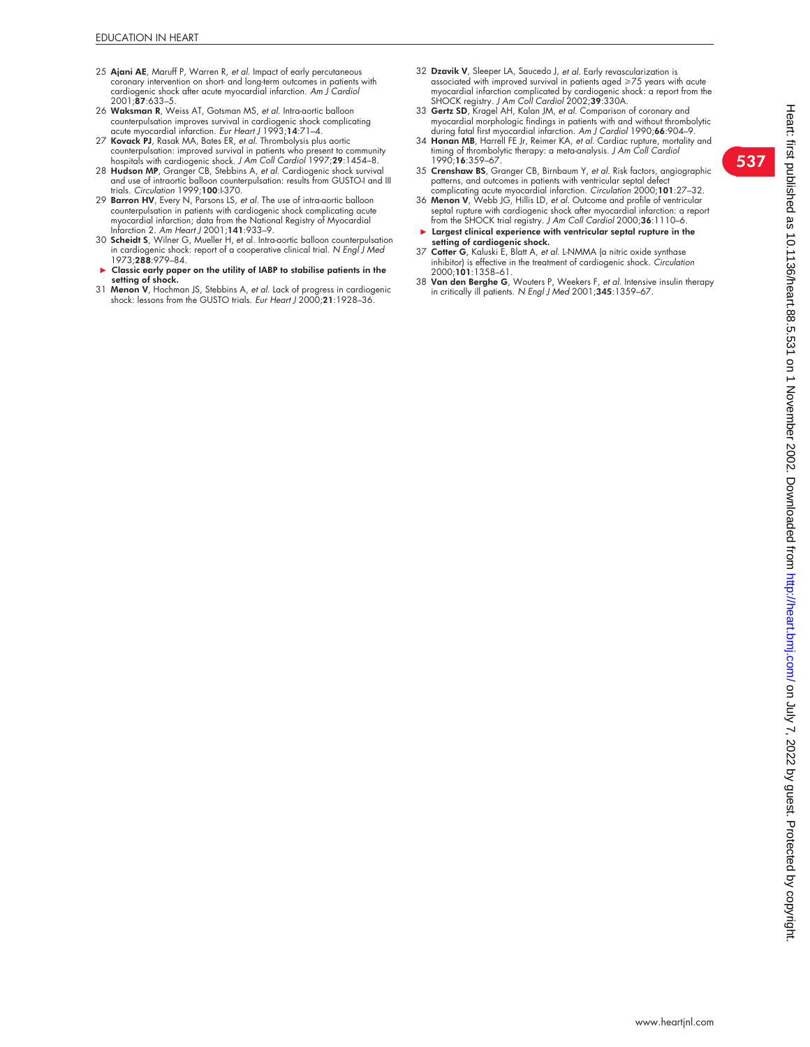25 **Ajani AE**, Maruff P, Warren R, *et al*. Impact of early percutaneous coronary intervention on short- and long-term outcomes in patients with cardiogenic shock after acute myocardial infarction. *Am J Cardiol* 2001;**87**:633–5.

26 **Waksman R**, Weiss AT, Gotsman MS, *et al*. Intra-aortic balloon counterpulsation improves survival in cardiogenic shock complicating acute myocardial infarction. *Eur Heart J* 1993;**14**:71–4.

27 **Kovack PJ**, Rasak MA, Bates ER, *et al*. Thrombolysis plus aortic counterpulsation: improved survival in patients who present to community hospitals with cardiogenic shock. *J Am Coll Cardiol* 1997;**29**:1454–8.

28 **Hudson MP**, Granger CB, Stebbins A, *et al*. Cardiogenic shock survival and use of intraortic balloon counterpulsation: results from GUSTO-I and III trials. *Circulation* 1999;**100**:I-370.

29 **Barron HV**, Every N, Parsons LS, *et al*. The use of intra-aortic balloon counterpulsation in patients with cardiogenic shock complicating acute myocardial infarction; data from the National Registry of Myocardial Infarction 2. *Am Heart J* 2001;**141**:933–9.

30 **Scheidt S**, Wilner G, Mueller H, et al. Intra-aortic balloon counterpulsation in cardiogenic shock: report of a cooperative clinical trial. *N Engl J Med* 1973;**288**:979–84.

- **Classic early paper on the utility of IABP to stabilise patients in the setting of shock.**

31 **Menon V**, Hochman JS, Stebbins A, *et al*. Lack of progress in cardiogenic shock: lessons from the GUSTO trials. *Eur Heart J* 2000;**21**:1928–36.

32 **Dzavik V**, Sleeper LA, Saucedo J, *et al*. Early revascularization is associated with improved survival in patients aged ≥75 years with acute myocardial infarction complicated by cardiogenic shock: a report from the SHOCK registry. *J Am Coll Cardiol* 2002;**39**:330A.

33 **Gertz SD**, Kragel AH, Kalan JM, *et al*. Comparison of coronary and myocardial morphologic findings in patients with and without thrombolytic during fatal first myocardial infarction. *Am J Cardiol* 1990;**66**:904–9.

34 **Honan MB**, Harrell FE Jr, Reimer KA, *et al*. Cardiac rupture, mortality and timing of thrombolytic therapy: a meta-analysis. *J Am Coll Cardiol* 1990;**16**:359–67.

35 **Crenshaw BS**, Granger CB, Birnbaum Y, *et al*. Risk factors, angiographic patterns, and outcomes in patients with ventricular septal defect complicating acute myocardial infarction. *Circulation* 2000;**101**:27–32.

36 **Menon V**, Webb JG, Hillis LD, *et al*. Outcome and profile of ventricular septal rupture with cardiogenic shock after myocardial infarction: a report from the SHOCK trial registry. *J Am Coll Cardiol* 2000;**36**:1110–6.

- **Largest clinical experience with ventricular septal rupture in the setting of cardiogenic shock.**

37 **Cotter G**, Kaluski E, Blatt A, *et al*. L-NMMA (a nitric oxide synthase inhibitor) is effective in the treatment of cardiogenic shock. *Circulation* 2000;**101**:1358–61.

38 **Van den Berghe G**, Wouters P, Weekers F, *et al*. Intensive insulin therapy in critically ill patients. *N Engl J Med* 2001;**345**:1359–67.